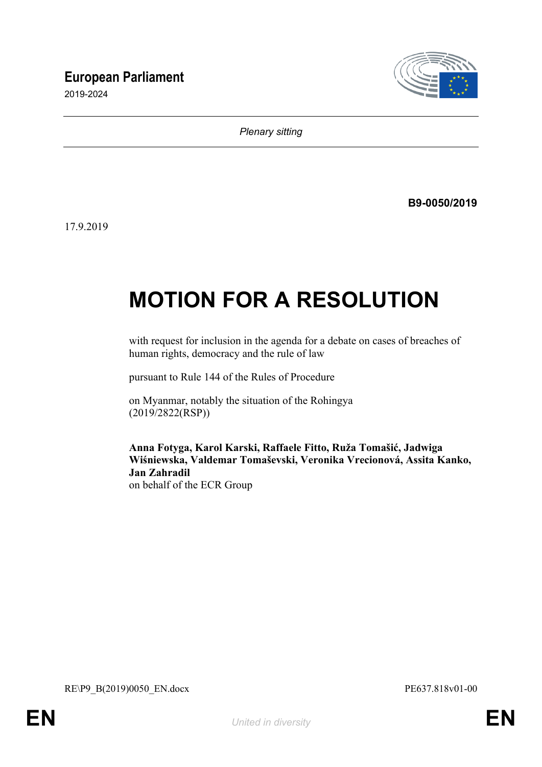# European Parliament

2019-2024

*Plenary sitting*

**B9-0050/2019**

17.9.2019

# MOTION FOR A RESOLUTION

with request for inclusion in the agenda for a debate on cases of breaches of human rights, democracy and the rule of law

pursuant to Rule 144 of the Rules of Procedure

on Myanmar, notably the situation of the Rohingya
(2019/2822(RSP))

**Anna Fotyga, Karol Karski, Raffaele Fitto, Ruža Tomašić, Jadwiga Wiśniewska, Valdemar Tomaševski, Veronika Vrecionová, Assita Kanko, Jan Zahradil**
on behalf of the ECR Group

RE\P9_B(2019)0050_EN.docx PE637.818v01-00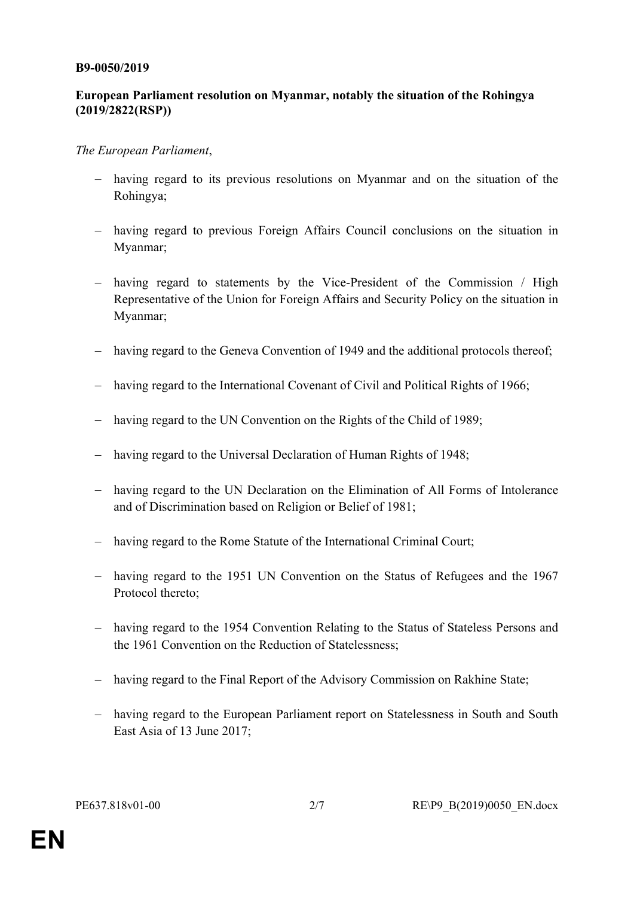**B9-0050/2019**

**European Parliament resolution on Myanmar, notably the situation of the Rohingya (2019/2822(RSP))**

*The European Parliament*,

- having regard to its previous resolutions on Myanmar and on the situation of the Rohingya;

- having regard to previous Foreign Affairs Council conclusions on the situation in Myanmar;

- having regard to statements by the Vice-President of the Commission / High Representative of the Union for Foreign Affairs and Security Policy on the situation in Myanmar;

- having regard to the Geneva Convention of 1949 and the additional protocols thereof;

- having regard to the International Covenant of Civil and Political Rights of 1966;

- having regard to the UN Convention on the Rights of the Child of 1989;

- having regard to the Universal Declaration of Human Rights of 1948;

- having regard to the UN Declaration on the Elimination of All Forms of Intolerance and of Discrimination based on Religion or Belief of 1981;

- having regard to the Rome Statute of the International Criminal Court;

- having regard to the 1951 UN Convention on the Status of Refugees and the 1967 Protocol thereto;

- having regard to the 1954 Convention Relating to the Status of Stateless Persons and the 1961 Convention on the Reduction of Statelessness;

- having regard to the Final Report of the Advisory Commission on Rakhine State;

- having regard to the European Parliament report on Statelessness in South and South East Asia of 13 June 2017;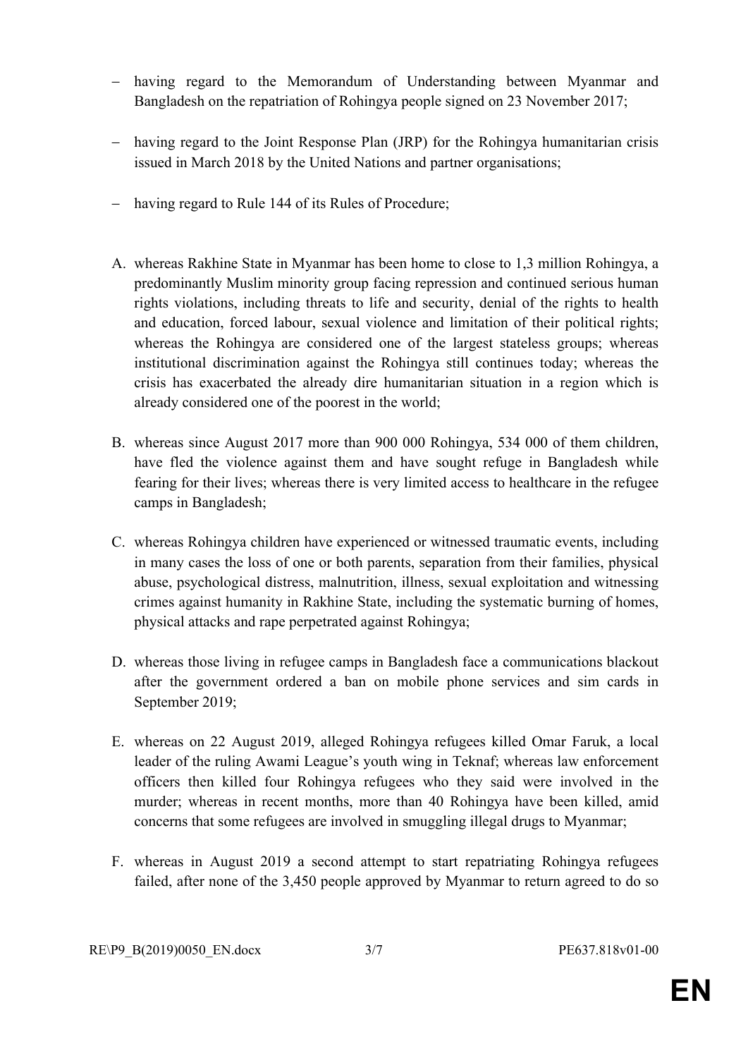– having regard to the Memorandum of Understanding between Myanmar and Bangladesh on the repatriation of Rohingya people signed on 23 November 2017;

– having regard to the Joint Response Plan (JRP) for the Rohingya humanitarian crisis issued in March 2018 by the United Nations and partner organisations;

– having regard to Rule 144 of its Rules of Procedure;

A. whereas Rakhine State in Myanmar has been home to close to 1,3 million Rohingya, a predominantly Muslim minority group facing repression and continued serious human rights violations, including threats to life and security, denial of the rights to health and education, forced labour, sexual violence and limitation of their political rights; whereas the Rohingya are considered one of the largest stateless groups; whereas institutional discrimination against the Rohingya still continues today; whereas the crisis has exacerbated the already dire humanitarian situation in a region which is already considered one of the poorest in the world;

B. whereas since August 2017 more than 900 000 Rohingya, 534 000 of them children, have fled the violence against them and have sought refuge in Bangladesh while fearing for their lives; whereas there is very limited access to healthcare in the refugee camps in Bangladesh;

C. whereas Rohingya children have experienced or witnessed traumatic events, including in many cases the loss of one or both parents, separation from their families, physical abuse, psychological distress, malnutrition, illness, sexual exploitation and witnessing crimes against humanity in Rakhine State, including the systematic burning of homes, physical attacks and rape perpetrated against Rohingya;

D. whereas those living in refugee camps in Bangladesh face a communications blackout after the government ordered a ban on mobile phone services and sim cards in September 2019;

E. whereas on 22 August 2019, alleged Rohingya refugees killed Omar Faruk, a local leader of the ruling Awami League's youth wing in Teknaf; whereas law enforcement officers then killed four Rohingya refugees who they said were involved in the murder; whereas in recent months, more than 40 Rohingya have been killed, amid concerns that some refugees are involved in smuggling illegal drugs to Myanmar;

F. whereas in August 2019 a second attempt to start repatriating Rohingya refugees failed, after none of the 3,450 people approved by Myanmar to return agreed to do so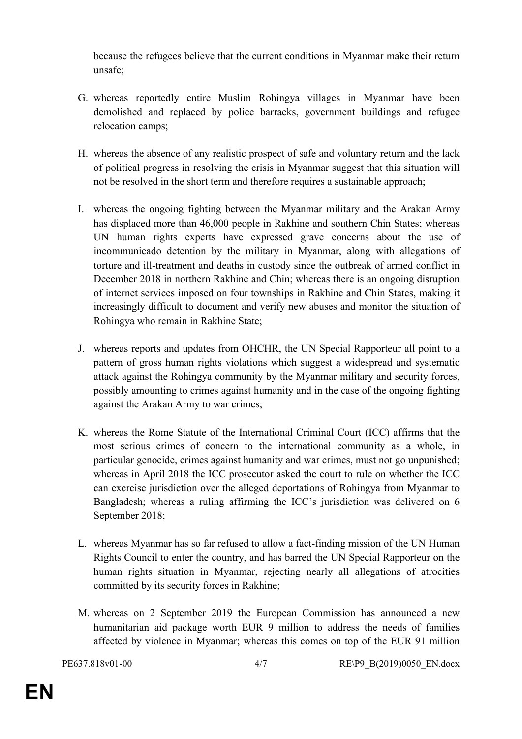because the refugees believe that the current conditions in Myanmar make their return unsafe;

G. whereas reportedly entire Muslim Rohingya villages in Myanmar have been demolished and replaced by police barracks, government buildings and refugee relocation camps;

H. whereas the absence of any realistic prospect of safe and voluntary return and the lack of political progress in resolving the crisis in Myanmar suggest that this situation will not be resolved in the short term and therefore requires a sustainable approach;

I. whereas the ongoing fighting between the Myanmar military and the Arakan Army has displaced more than 46,000 people in Rakhine and southern Chin States; whereas UN human rights experts have expressed grave concerns about the use of incommunicado detention by the military in Myanmar, along with allegations of torture and ill-treatment and deaths in custody since the outbreak of armed conflict in December 2018 in northern Rakhine and Chin; whereas there is an ongoing disruption of internet services imposed on four townships in Rakhine and Chin States, making it increasingly difficult to document and verify new abuses and monitor the situation of Rohingya who remain in Rakhine State;

J. whereas reports and updates from OHCHR, the UN Special Rapporteur all point to a pattern of gross human rights violations which suggest a widespread and systematic attack against the Rohingya community by the Myanmar military and security forces, possibly amounting to crimes against humanity and in the case of the ongoing fighting against the Arakan Army to war crimes;

K. whereas the Rome Statute of the International Criminal Court (ICC) affirms that the most serious crimes of concern to the international community as a whole, in particular genocide, crimes against humanity and war crimes, must not go unpunished; whereas in April 2018 the ICC prosecutor asked the court to rule on whether the ICC can exercise jurisdiction over the alleged deportations of Rohingya from Myanmar to Bangladesh; whereas a ruling affirming the ICC's jurisdiction was delivered on 6 September 2018;

L. whereas Myanmar has so far refused to allow a fact-finding mission of the UN Human Rights Council to enter the country, and has barred the UN Special Rapporteur on the human rights situation in Myanmar, rejecting nearly all allegations of atrocities committed by its security forces in Rakhine;

M. whereas on 2 September 2019 the European Commission has announced a new humanitarian aid package worth EUR 9 million to address the needs of families affected by violence in Myanmar; whereas this comes on top of the EUR 91 million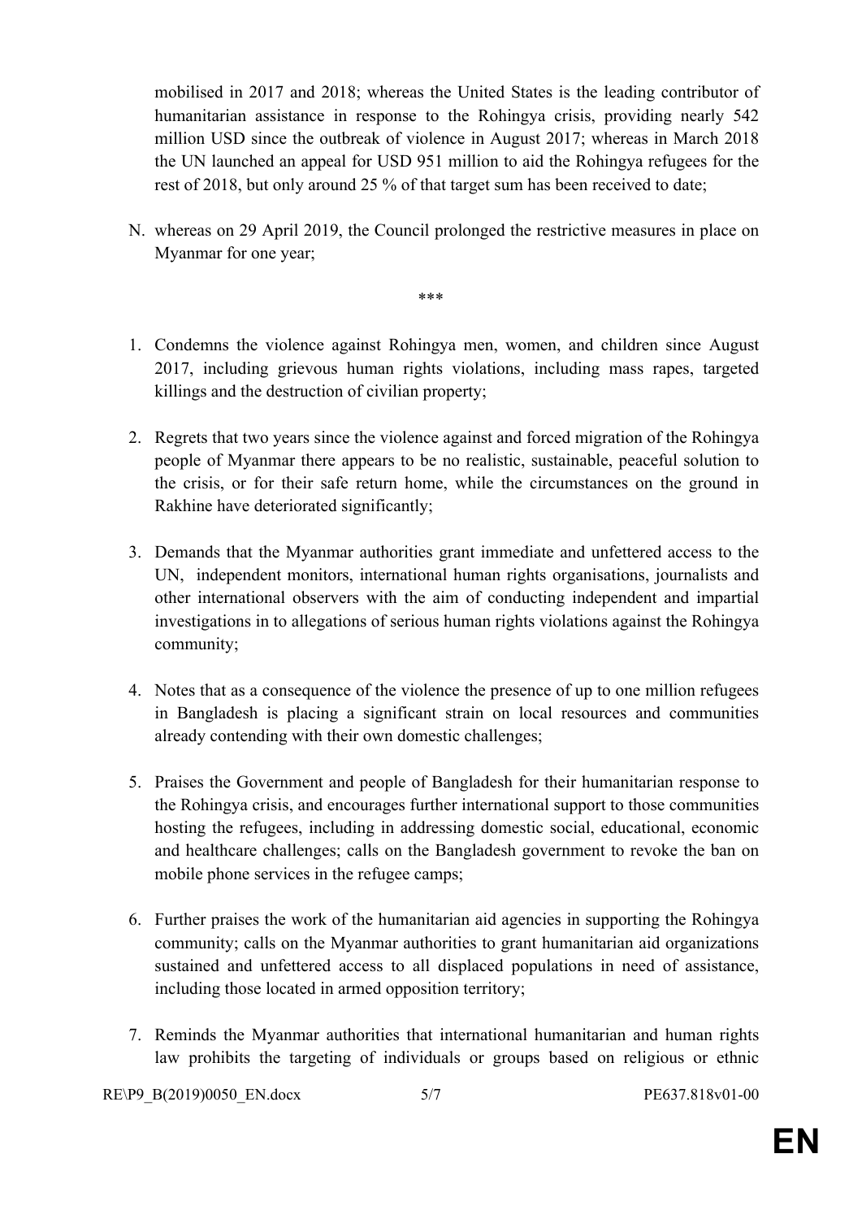mobilised in 2017 and 2018; whereas the United States is the leading contributor of humanitarian assistance in response to the Rohingya crisis, providing nearly 542 million USD since the outbreak of violence in August 2017; whereas in March 2018 the UN launched an appeal for USD 951 million to aid the Rohingya refugees for the rest of 2018, but only around 25 % of that target sum has been received to date;

N. whereas on 29 April 2019, the Council prolonged the restrictive measures in place on Myanmar for one year;

***

1. Condemns the violence against Rohingya men, women, and children since August 2017, including grievous human rights violations, including mass rapes, targeted killings and the destruction of civilian property;

2. Regrets that two years since the violence against and forced migration of the Rohingya people of Myanmar there appears to be no realistic, sustainable, peaceful solution to the crisis, or for their safe return home, while the circumstances on the ground in Rakhine have deteriorated significantly;

3. Demands that the Myanmar authorities grant immediate and unfettered access to the UN, independent monitors, international human rights organisations, journalists and other international observers with the aim of conducting independent and impartial investigations in to allegations of serious human rights violations against the Rohingya community;

4. Notes that as a consequence of the violence the presence of up to one million refugees in Bangladesh is placing a significant strain on local resources and communities already contending with their own domestic challenges;

5. Praises the Government and people of Bangladesh for their humanitarian response to the Rohingya crisis, and encourages further international support to those communities hosting the refugees, including in addressing domestic social, educational, economic and healthcare challenges; calls on the Bangladesh government to revoke the ban on mobile phone services in the refugee camps;

6. Further praises the work of the humanitarian aid agencies in supporting the Rohingya community; calls on the Myanmar authorities to grant humanitarian aid organizations sustained and unfettered access to all displaced populations in need of assistance, including those located in armed opposition territory;

7. Reminds the Myanmar authorities that international humanitarian and human rights law prohibits the targeting of individuals or groups based on religious or ethnic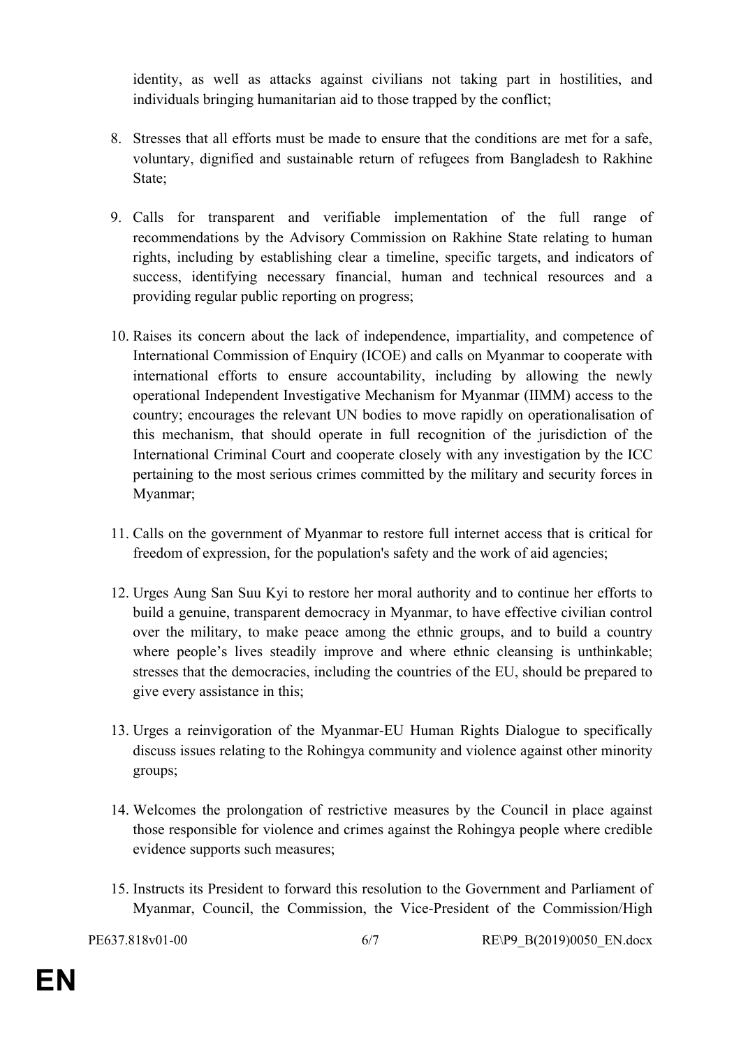identity, as well as attacks against civilians not taking part in hostilities, and individuals bringing humanitarian aid to those trapped by the conflict;

8. Stresses that all efforts must be made to ensure that the conditions are met for a safe, voluntary, dignified and sustainable return of refugees from Bangladesh to Rakhine State;

9. Calls for transparent and verifiable implementation of the full range of recommendations by the Advisory Commission on Rakhine State relating to human rights, including by establishing clear a timeline, specific targets, and indicators of success, identifying necessary financial, human and technical resources and a providing regular public reporting on progress;

10. Raises its concern about the lack of independence, impartiality, and competence of International Commission of Enquiry (ICOE) and calls on Myanmar to cooperate with international efforts to ensure accountability, including by allowing the newly operational Independent Investigative Mechanism for Myanmar (IIMM) access to the country; encourages the relevant UN bodies to move rapidly on operationalisation of this mechanism, that should operate in full recognition of the jurisdiction of the International Criminal Court and cooperate closely with any investigation by the ICC pertaining to the most serious crimes committed by the military and security forces in Myanmar;

11. Calls on the government of Myanmar to restore full internet access that is critical for freedom of expression, for the population's safety and the work of aid agencies;

12. Urges Aung San Suu Kyi to restore her moral authority and to continue her efforts to build a genuine, transparent democracy in Myanmar, to have effective civilian control over the military, to make peace among the ethnic groups, and to build a country where people's lives steadily improve and where ethnic cleansing is unthinkable; stresses that the democracies, including the countries of the EU, should be prepared to give every assistance in this;

13. Urges a reinvigoration of the Myanmar-EU Human Rights Dialogue to specifically discuss issues relating to the Rohingya community and violence against other minority groups;

14. Welcomes the prolongation of restrictive measures by the Council in place against those responsible for violence and crimes against the Rohingya people where credible evidence supports such measures;

15. Instructs its President to forward this resolution to the Government and Parliament of Myanmar, Council, the Commission, the Vice-President of the Commission/High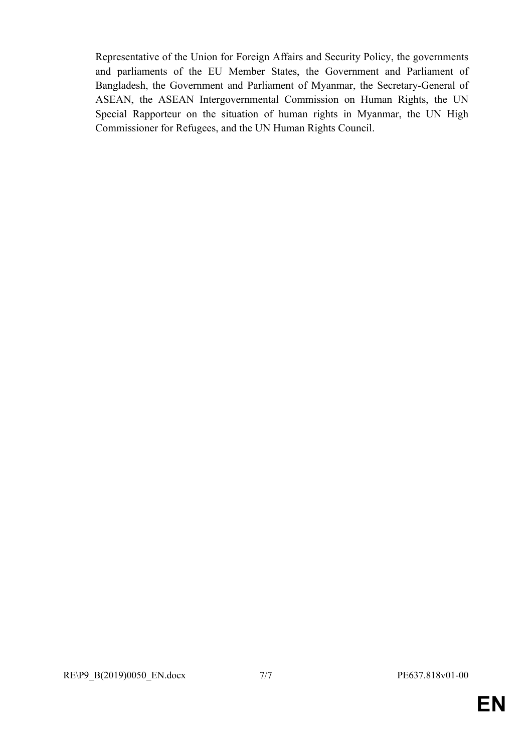Representative of the Union for Foreign Affairs and Security Policy, the governments and parliaments of the EU Member States, the Government and Parliament of Bangladesh, the Government and Parliament of Myanmar, the Secretary-General of ASEAN, the ASEAN Intergovernmental Commission on Human Rights, the UN Special Rapporteur on the situation of human rights in Myanmar, the UN High Commissioner for Refugees, and the UN Human Rights Council.